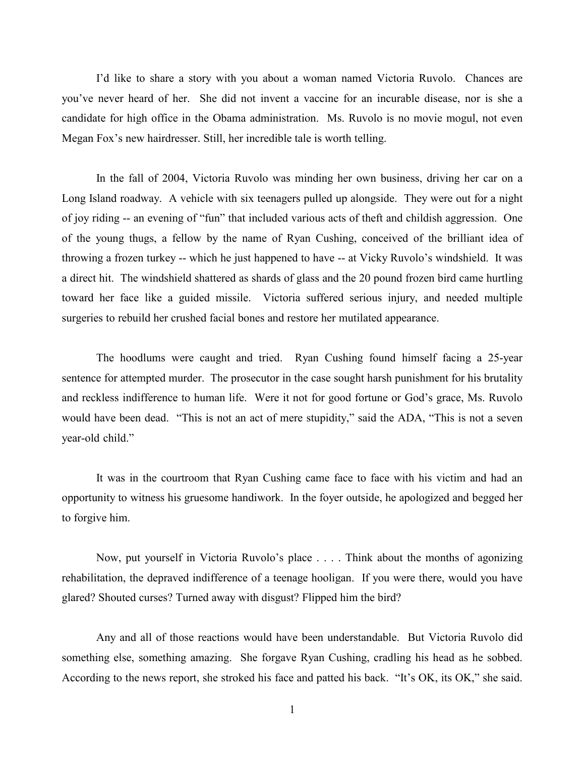I'd like to share a story with you about a woman named Victoria Ruvolo. Chances are you've never heard of her. She did not invent a vaccine for an incurable disease, nor is she a candidate for high office in the Obama administration. Ms. Ruvolo is no movie mogul, not even Megan Fox's new hairdresser. Still, her incredible tale is worth telling.

In the fall of 2004, Victoria Ruvolo was minding her own business, driving her car on a Long Island roadway. A vehicle with six teenagers pulled up alongside. They were out for a night of joy riding -- an evening of "fun" that included various acts of theft and childish aggression. One of the young thugs, a fellow by the name of Ryan Cushing, conceived of the brilliant idea of throwing a frozen turkey -- which he just happened to have -- at Vicky Ruvolo's windshield. It was a direct hit. The windshield shattered as shards of glass and the 20 pound frozen bird came hurtling toward her face like a guided missile. Victoria suffered serious injury, and needed multiple surgeries to rebuild her crushed facial bones and restore her mutilated appearance.

The hoodlums were caught and tried. Ryan Cushing found himself facing a 25-year sentence for attempted murder. The prosecutor in the case sought harsh punishment for his brutality and reckless indifference to human life. Were it not for good fortune or God's grace, Ms. Ruvolo would have been dead. "This is not an act of mere stupidity," said the ADA, "This is not a seven year-old child."

It was in the courtroom that Ryan Cushing came face to face with his victim and had an opportunity to witness his gruesome handiwork. In the foyer outside, he apologized and begged her to forgive him.

Now, put yourself in Victoria Ruvolo's place . . . . Think about the months of agonizing rehabilitation, the depraved indifference of a teenage hooligan. If you were there, would you have glared? Shouted curses? Turned away with disgust? Flipped him the bird?

Any and all of those reactions would have been understandable. But Victoria Ruvolo did something else, something amazing. She forgave Ryan Cushing, cradling his head as he sobbed. According to the news report, she stroked his face and patted his back. "It's OK, its OK," she said.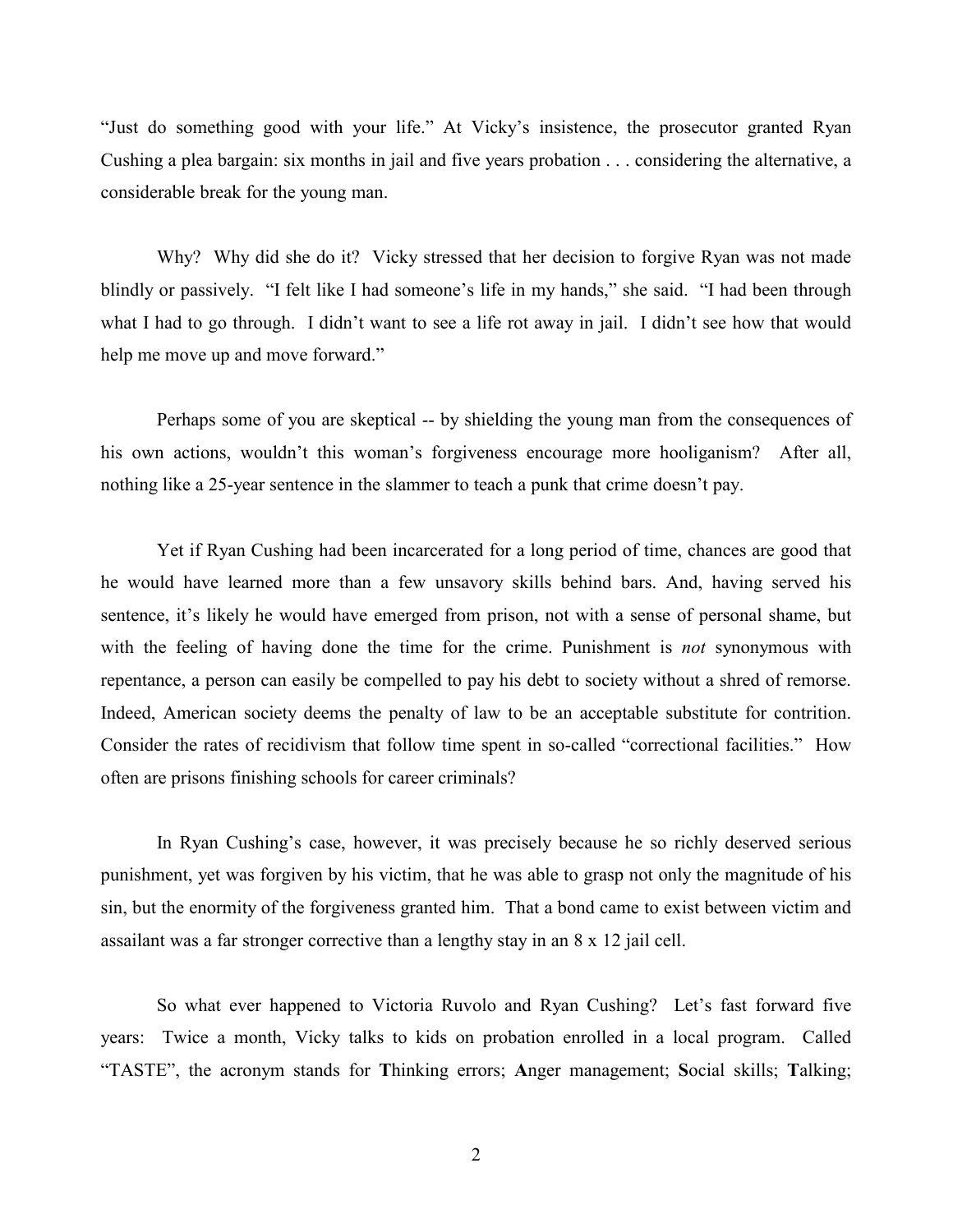"Just do something good with your life." At Vicky's insistence, the prosecutor granted Ryan Cushing a plea bargain: six months in jail and five years probation . . . considering the alternative, a considerable break for the young man.

Why? Why did she do it? Vicky stressed that her decision to forgive Ryan was not made blindly or passively. "I felt like I had someone's life in my hands," she said. "I had been through what I had to go through. I didn't want to see a life rot away in jail. I didn't see how that would help me move up and move forward."

Perhaps some of you are skeptical -- by shielding the young man from the consequences of his own actions, wouldn't this woman's forgiveness encourage more hooliganism? After all, nothing like a 25-year sentence in the slammer to teach a punk that crime doesn't pay.

Yet if Ryan Cushing had been incarcerated for a long period of time, chances are good that he would have learned more than a few unsavory skills behind bars. And, having served his sentence, it's likely he would have emerged from prison, not with a sense of personal shame, but with the feeling of having done the time for the crime. Punishment is *not* synonymous with repentance, a person can easily be compelled to pay his debt to society without a shred of remorse. Indeed, American society deems the penalty of law to be an acceptable substitute for contrition. Consider the rates of recidivism that follow time spent in so-called "correctional facilities." How often are prisons finishing schools for career criminals?

In Ryan Cushing's case, however, it was precisely because he so richly deserved serious punishment, yet was forgiven by his victim, that he was able to grasp not only the magnitude of his sin, but the enormity of the forgiveness granted him. That a bond came to exist between victim and assailant was a far stronger corrective than a lengthy stay in an 8 x 12 jail cell.

So what ever happened to Victoria Ruvolo and Ryan Cushing? Let's fast forward five years: Twice a month, Vicky talks to kids on probation enrolled in a local program. Called "TASTE", the acronym stands for **T**hinking errors; **A**nger management; **S**ocial skills; **T**alking;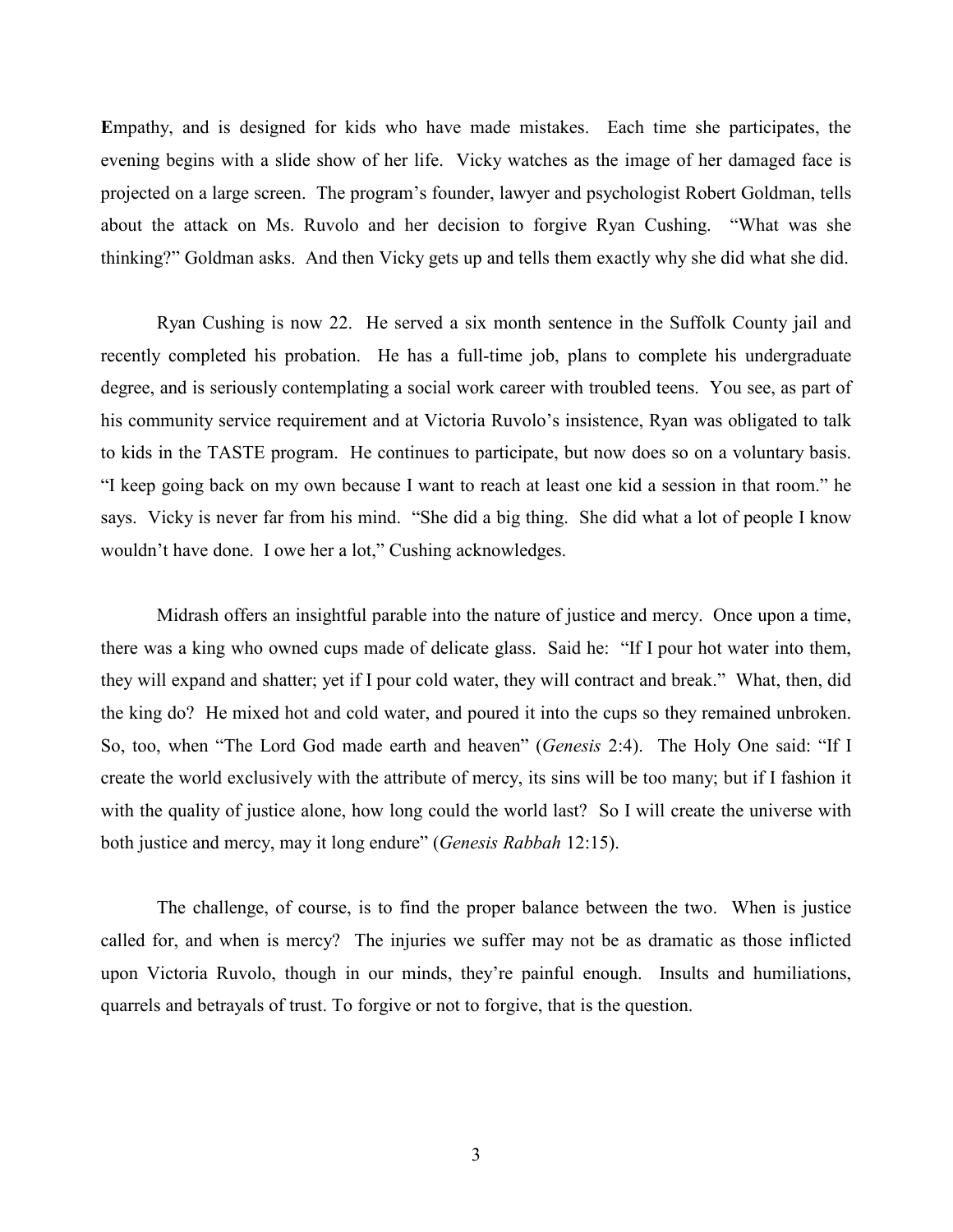**E**mpathy, and is designed for kids who have made mistakes. Each time she participates, the evening begins with a slide show of her life. Vicky watches as the image of her damaged face is projected on a large screen. The program's founder, lawyer and psychologist Robert Goldman, tells about the attack on Ms. Ruvolo and her decision to forgive Ryan Cushing. "What was she thinking?" Goldman asks. And then Vicky gets up and tells them exactly why she did what she did.

Ryan Cushing is now 22. He served a six month sentence in the Suffolk County jail and recently completed his probation. He has a full-time job, plans to complete his undergraduate degree, and is seriously contemplating a social work career with troubled teens. You see, as part of his community service requirement and at Victoria Ruvolo's insistence, Ryan was obligated to talk to kids in the TASTE program. He continues to participate, but now does so on a voluntary basis. "I keep going back on my own because I want to reach at least one kid a session in that room." he says. Vicky is never far from his mind. "She did a big thing. She did what a lot of people I know wouldn't have done. I owe her a lot," Cushing acknowledges.

Midrash offers an insightful parable into the nature of justice and mercy. Once upon a time, there was a king who owned cups made of delicate glass. Said he: "If I pour hot water into them, they will expand and shatter; yet if I pour cold water, they will contract and break." What, then, did the king do? He mixed hot and cold water, and poured it into the cups so they remained unbroken. So, too, when "The Lord God made earth and heaven" (*Genesis* 2:4). The Holy One said: "If I create the world exclusively with the attribute of mercy, its sins will be too many; but if I fashion it with the quality of justice alone, how long could the world last? So I will create the universe with both justice and mercy, may it long endure" (*Genesis Rabbah* 12:15).

The challenge, of course, is to find the proper balance between the two. When is justice called for, and when is mercy? The injuries we suffer may not be as dramatic as those inflicted upon Victoria Ruvolo, though in our minds, they're painful enough. Insults and humiliations, quarrels and betrayals of trust. To forgive or not to forgive, that is the question.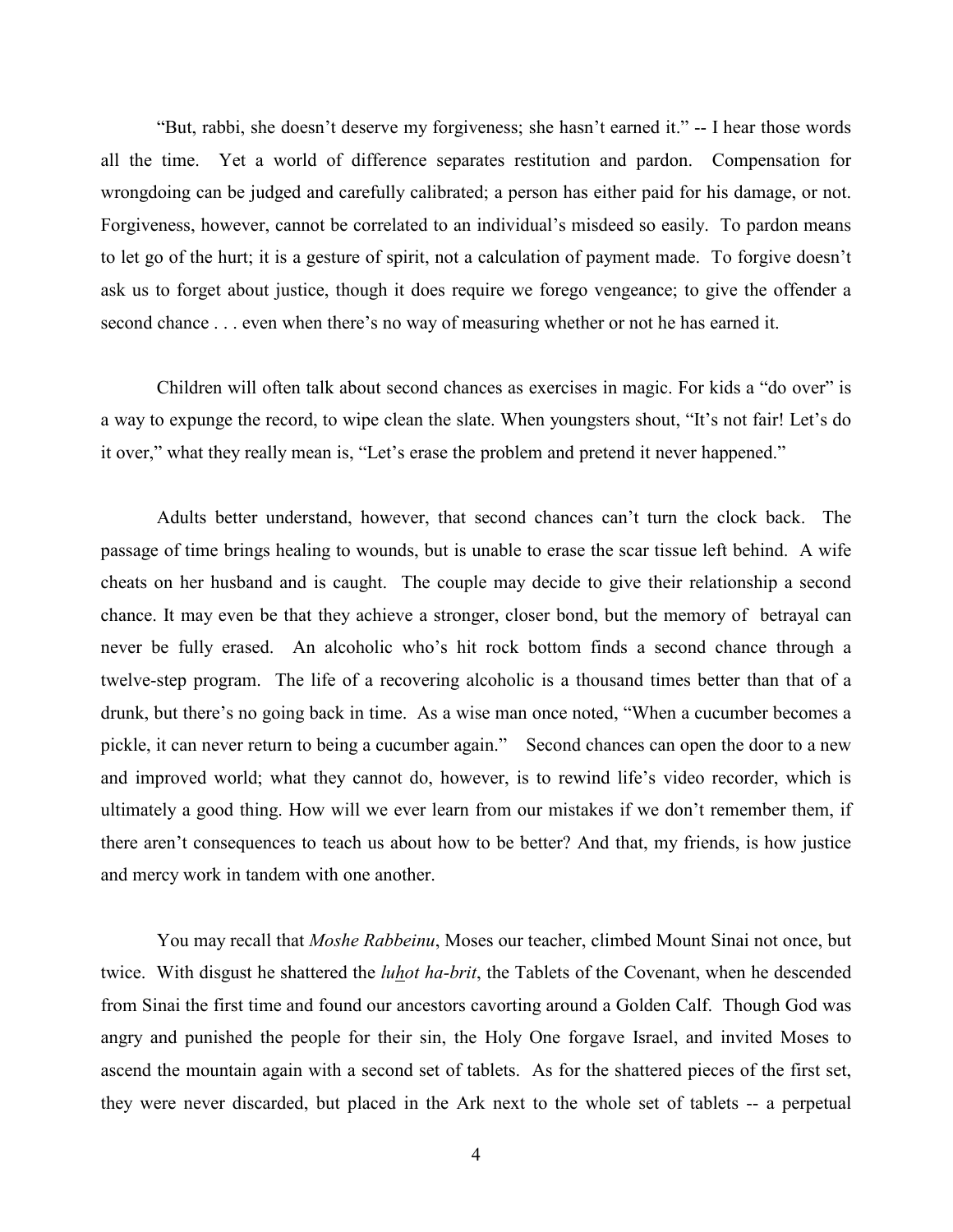"But, rabbi, she doesn't deserve my forgiveness; she hasn't earned it." -- I hear those words all the time. Yet a world of difference separates restitution and pardon. Compensation for wrongdoing can be judged and carefully calibrated; a person has either paid for his damage, or not. Forgiveness, however, cannot be correlated to an individual's misdeed so easily. To pardon means to let go of the hurt; it is a gesture of spirit, not a calculation of payment made. To forgive doesn't ask us to forget about justice, though it does require we forego vengeance; to give the offender a second chance . . . even when there's no way of measuring whether or not he has earned it.

Children will often talk about second chances as exercises in magic. For kids a "do over" is a way to expunge the record, to wipe clean the slate. When youngsters shout, "It's not fair! Let's do it over," what they really mean is, "Let's erase the problem and pretend it never happened."

Adults better understand, however, that second chances can't turn the clock back. The passage of time brings healing to wounds, but is unable to erase the scar tissue left behind. A wife cheats on her husband and is caught. The couple may decide to give their relationship a second chance. It may even be that they achieve a stronger, closer bond, but the memory of betrayal can never be fully erased. An alcoholic who's hit rock bottom finds a second chance through a twelve-step program. The life of a recovering alcoholic is a thousand times better than that of a drunk, but there's no going back in time. As a wise man once noted, "When a cucumber becomes a pickle, it can never return to being a cucumber again." Second chances can open the door to a new and improved world; what they cannot do, however, is to rewind life's video recorder, which is ultimately a good thing. How will we ever learn from our mistakes if we don't remember them, if there aren't consequences to teach us about how to be better? And that, my friends, is how justice and mercy work in tandem with one another.

You may recall that *Moshe Rabbeinu*, Moses our teacher, climbed Mount Sinai not once, but twice. With disgust he shattered the *luhot ha-brit*, the Tablets of the Covenant, when he descended from Sinai the first time and found our ancestors cavorting around a Golden Calf. Though God was angry and punished the people for their sin, the Holy One forgave Israel, and invited Moses to ascend the mountain again with a second set of tablets. As for the shattered pieces of the first set, they were never discarded, but placed in the Ark next to the whole set of tablets -- a perpetual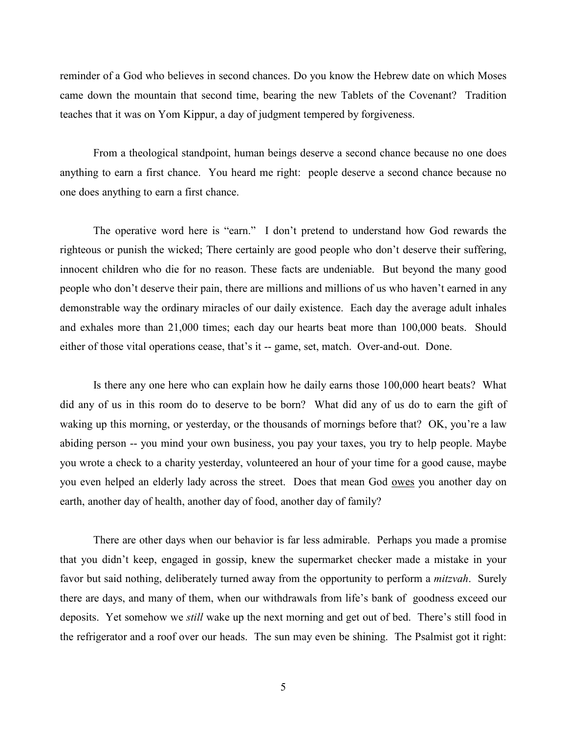reminder of a God who believes in second chances. Do you know the Hebrew date on which Moses came down the mountain that second time, bearing the new Tablets of the Covenant? Tradition teaches that it was on Yom Kippur, a day of judgment tempered by forgiveness.

From a theological standpoint, human beings deserve a second chance because no one does anything to earn a first chance. You heard me right: people deserve a second chance because no one does anything to earn a first chance.

The operative word here is "earn." I don't pretend to understand how God rewards the righteous or punish the wicked; There certainly are good people who don't deserve their suffering, innocent children who die for no reason. These facts are undeniable. But beyond the many good people who don't deserve their pain, there are millions and millions of us who haven't earned in any demonstrable way the ordinary miracles of our daily existence. Each day the average adult inhales and exhales more than 21,000 times; each day our hearts beat more than 100,000 beats. Should either of those vital operations cease, that's it -- game, set, match. Over-and-out. Done.

Is there any one here who can explain how he daily earns those 100,000 heart beats? What did any of us in this room do to deserve to be born? What did any of us do to earn the gift of waking up this morning, or yesterday, or the thousands of mornings before that? OK, you're a law abiding person -- you mind your own business, you pay your taxes, you try to help people. Maybe you wrote a check to a charity yesterday, volunteered an hour of your time for a good cause, maybe you even helped an elderly lady across the street. Does that mean God <u>owes</u> you another day on earth, another day of health, another day of food, another day of family?

There are other days when our behavior is far less admirable. Perhaps you made a promise that you didn't keep, engaged in gossip, knew the supermarket checker made a mistake in your favor but said nothing, deliberately turned away from the opportunity to perform a *mitzvah*. Surely there are days, and many of them, when our withdrawals from life's bank of goodness exceed our deposits. Yet somehow we *still* wake up the next morning and get out of bed. There's still food in the refrigerator and a roof over our heads. The sun may even be shining. The Psalmist got it right: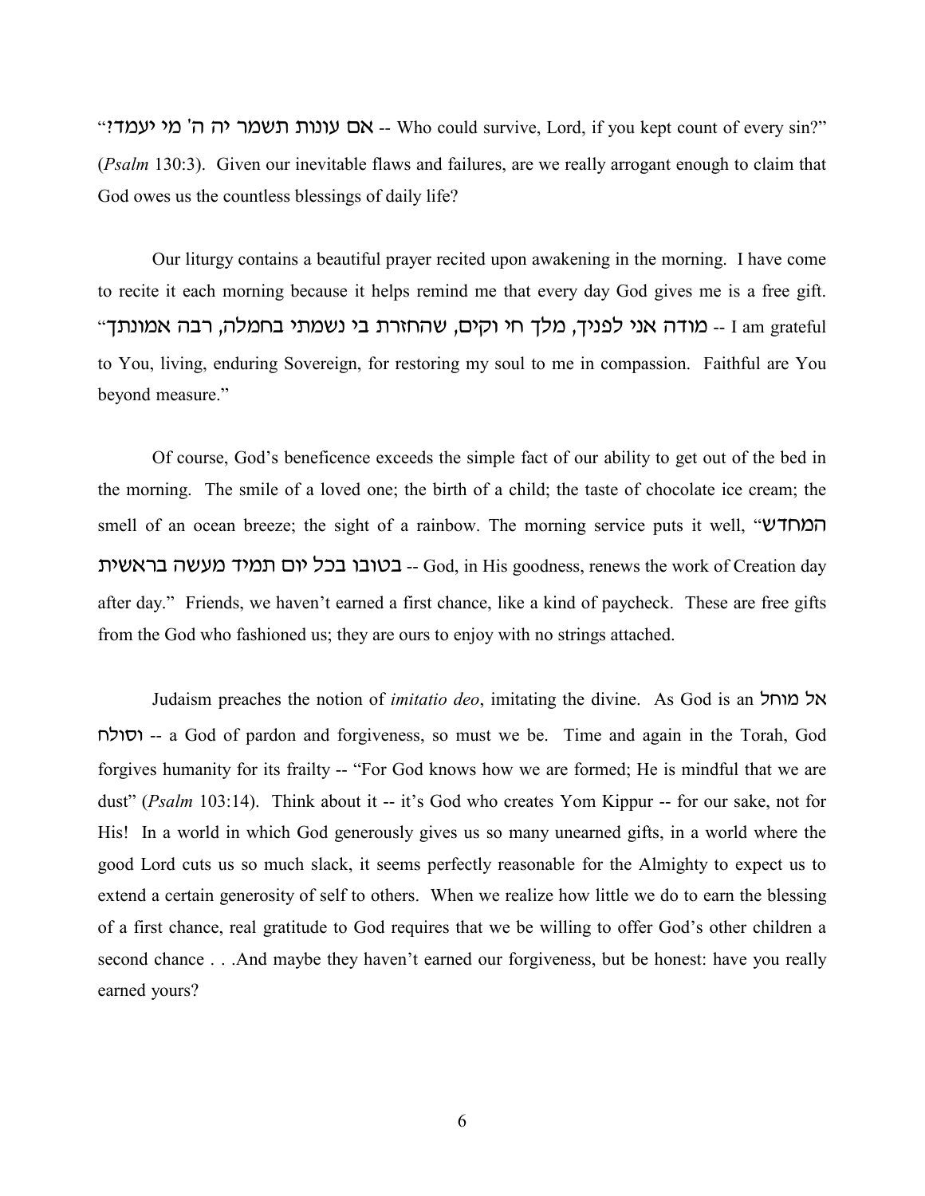"אם עונות תשמר יה ה' מי יעמד? -- Who could survive, Lord, if you kept count of every sin?" (*Psalm* 130:3). Given our inevitable flaws and failures, are we really arrogant enough to claim that God owes us the countless blessings of daily life?

Our liturgy contains a beautiful prayer recited upon awakening in the morning. I have come to recite it each morning because it helps remind me that every day God gives me is a free gift. "מודה אני לפניך, מלך חי וקים, שהחזרת בי נשמתי בחמלה, רבה אמונתך -- I am grateful to You, living, enduring Sovereign, for restoring my soul to me in compassion. Faithful are You beyond measure."

Of course, God's beneficence exceeds the simple fact of our ability to get out of the bed in the morning. The smile of a loved one; the birth of a child; the taste of chocolate ice cream; the smell of an ocean breeze; the sight of a rainbow. The morning service puts it well, "המחדש בטובו בכל יום תמיד מעשה בראשית -- God, in His goodness, renews the work of Creation day after day." Friends, we haven't earned a first chance, like a kind of paycheck. These are free gifts from the God who fashioned us; they are ours to enjoy with no strings attached.

Judaism preaches the notion of *imitatio deo*, imitating the divine. As God is an אל מוחל וסולח -- a God of pardon and forgiveness, so must we be. Time and again in the Torah, God forgives humanity for its frailty -- "For God knows how we are formed; He is mindful that we are dust" (*Psalm* 103:14). Think about it -- it's God who creates Yom Kippur -- for our sake, not for His! In a world in which God generously gives us so many unearned gifts, in a world where the good Lord cuts us so much slack, it seems perfectly reasonable for the Almighty to expect us to extend a certain generosity of self to others. When we realize how little we do to earn the blessing of a first chance, real gratitude to God requires that we be willing to offer God's other children a second chance . . .And maybe they haven't earned our forgiveness, but be honest: have you really earned yours?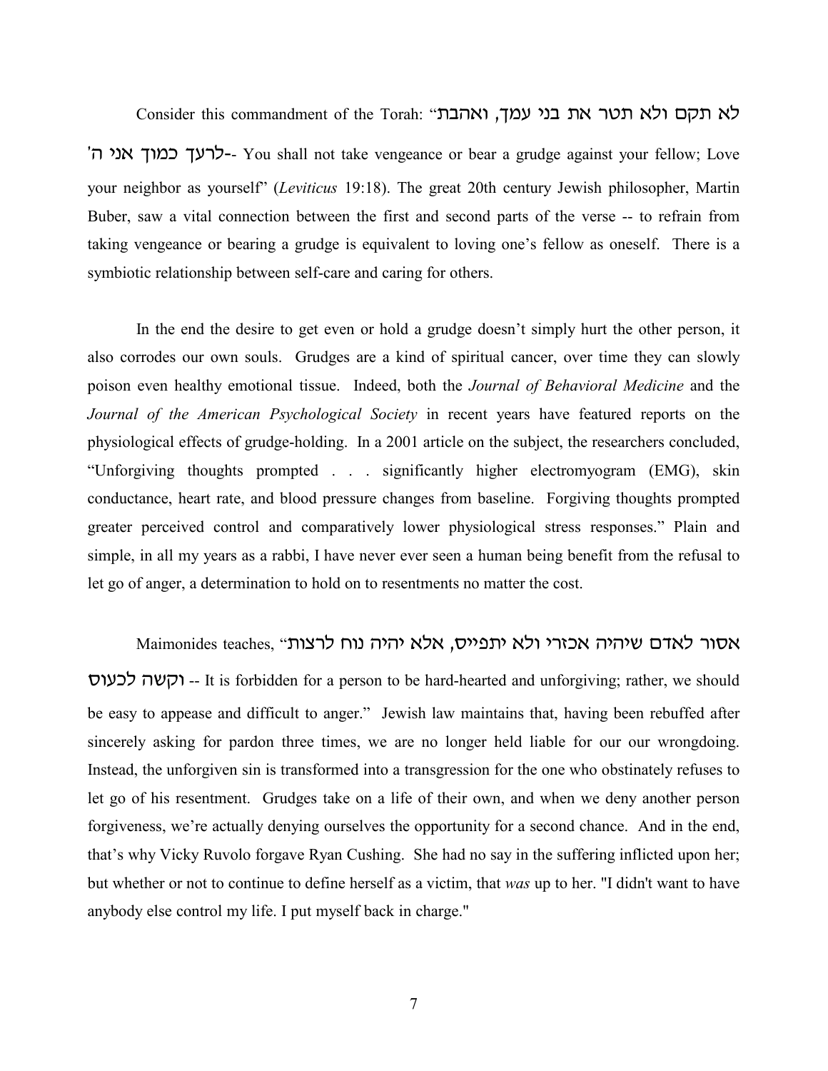Consider this commandment of the Torah: "לא תקם ולא תטר את בני עמך, ואהבת לרעך כמוך אני ה'-- You shall not take vengeance or bear a grudge against your fellow; Love your neighbor as yourself" (*Leviticus* 19:18). The great 20th century Jewish philosopher, Martin Buber, saw a vital connection between the first and second parts of the verse -- to refrain from taking vengeance or bearing a grudge is equivalent to loving one's fellow as oneself. There is a symbiotic relationship between self-care and caring for others.

In the end the desire to get even or hold a grudge doesn't simply hurt the other person, it also corrodes our own souls. Grudges are a kind of spiritual cancer, over time they can slowly poison even healthy emotional tissue. Indeed, both the *Journal of Behavioral Medicine* and the *Journal of the American Psychological Society* in recent years have featured reports on the physiological effects of grudge-holding. In a 2001 article on the subject, the researchers concluded, "Unforgiving thoughts prompted . . . significantly higher electromyogram (EMG), skin conductance, heart rate, and blood pressure changes from baseline. Forgiving thoughts prompted greater perceived control and comparatively lower physiological stress responses." Plain and simple, in all my years as a rabbi, I have never ever seen a human being benefit from the refusal to let go of anger, a determination to hold on to resentments no matter the cost.

Maimonides teaches, "אסור לאדם שיהיה אכזרי ולא יתפייס, אלא יהיה נוח לרצות וקשה לכעוס -- It is forbidden for a person to be hard-hearted and unforgiving; rather, we should be easy to appease and difficult to anger." Jewish law maintains that, having been rebuffed after sincerely asking for pardon three times, we are no longer held liable for our our wrongdoing. Instead, the unforgiven sin is transformed into a transgression for the one who obstinately refuses to let go of his resentment. Grudges take on a life of their own, and when we deny another person forgiveness, we're actually denying ourselves the opportunity for a second chance. And in the end, that's why Vicky Ruvolo forgave Ryan Cushing. She had no say in the suffering inflicted upon her; but whether or not to continue to define herself as a victim, that *was* up to her. "I didn't want to have anybody else control my life. I put myself back in charge."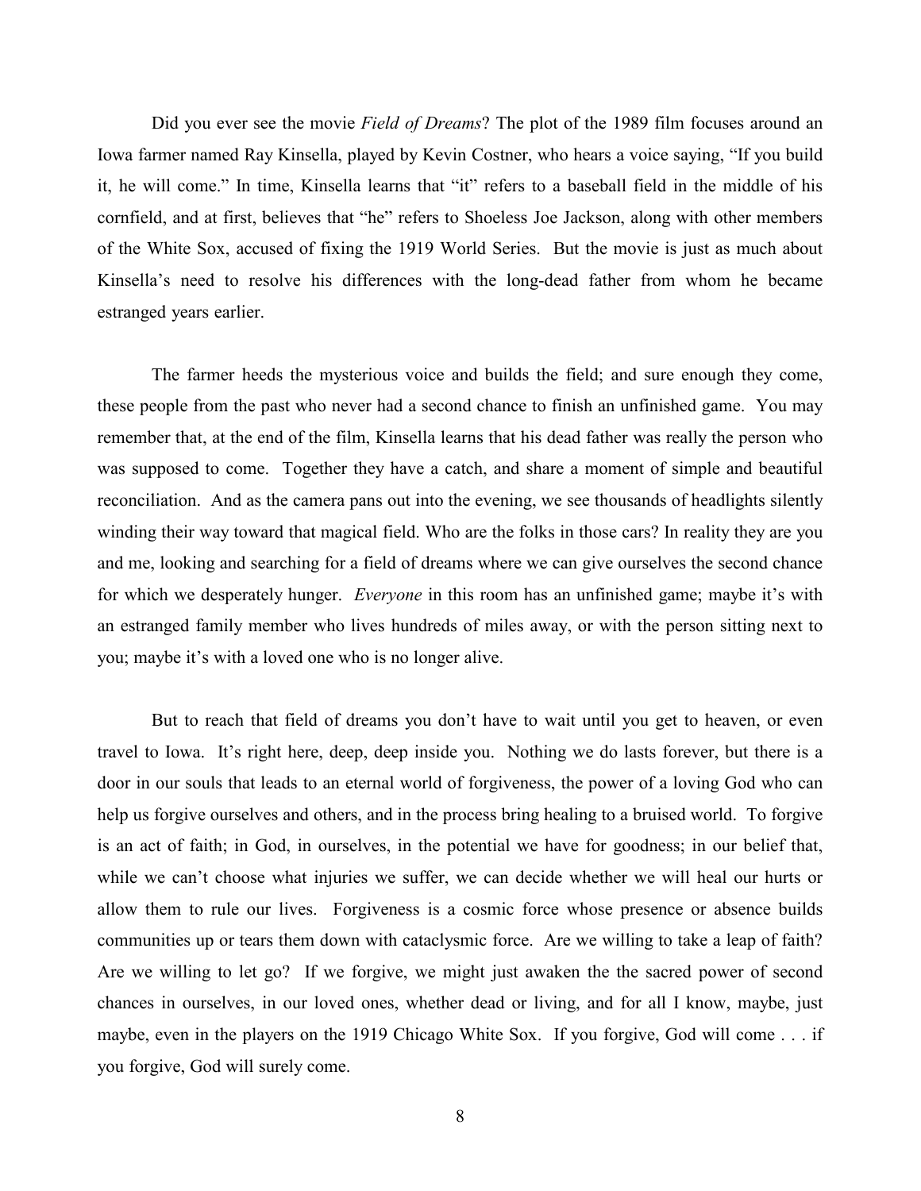Did you ever see the movie *Field of Dreams*? The plot of the 1989 film focuses around an Iowa farmer named Ray Kinsella, played by Kevin Costner, who hears a voice saying, "If you build it, he will come." In time, Kinsella learns that "it" refers to a baseball field in the middle of his cornfield, and at first, believes that "he" refers to Shoeless Joe Jackson, along with other members of the White Sox, accused of fixing the 1919 World Series. But the movie is just as much about Kinsella's need to resolve his differences with the long-dead father from whom he became estranged years earlier.

The farmer heeds the mysterious voice and builds the field; and sure enough they come, these people from the past who never had a second chance to finish an unfinished game. You may remember that, at the end of the film, Kinsella learns that his dead father was really the person who was supposed to come. Together they have a catch, and share a moment of simple and beautiful reconciliation. And as the camera pans out into the evening, we see thousands of headlights silently winding their way toward that magical field. Who are the folks in those cars? In reality they are you and me, looking and searching for a field of dreams where we can give ourselves the second chance for which we desperately hunger. *Everyone* in this room has an unfinished game; maybe it's with an estranged family member who lives hundreds of miles away, or with the person sitting next to you; maybe it's with a loved one who is no longer alive.

But to reach that field of dreams you don't have to wait until you get to heaven, or even travel to Iowa. It's right here, deep, deep inside you. Nothing we do lasts forever, but there is a door in our souls that leads to an eternal world of forgiveness, the power of a loving God who can help us forgive ourselves and others, and in the process bring healing to a bruised world. To forgive is an act of faith; in God, in ourselves, in the potential we have for goodness; in our belief that, while we can't choose what injuries we suffer, we can decide whether we will heal our hurts or allow them to rule our lives. Forgiveness is a cosmic force whose presence or absence builds communities up or tears them down with cataclysmic force. Are we willing to take a leap of faith? Are we willing to let go? If we forgive, we might just awaken the the sacred power of second chances in ourselves, in our loved ones, whether dead or living, and for all I know, maybe, just maybe, even in the players on the 1919 Chicago White Sox. If you forgive, God will come . . . if you forgive, God will surely come.